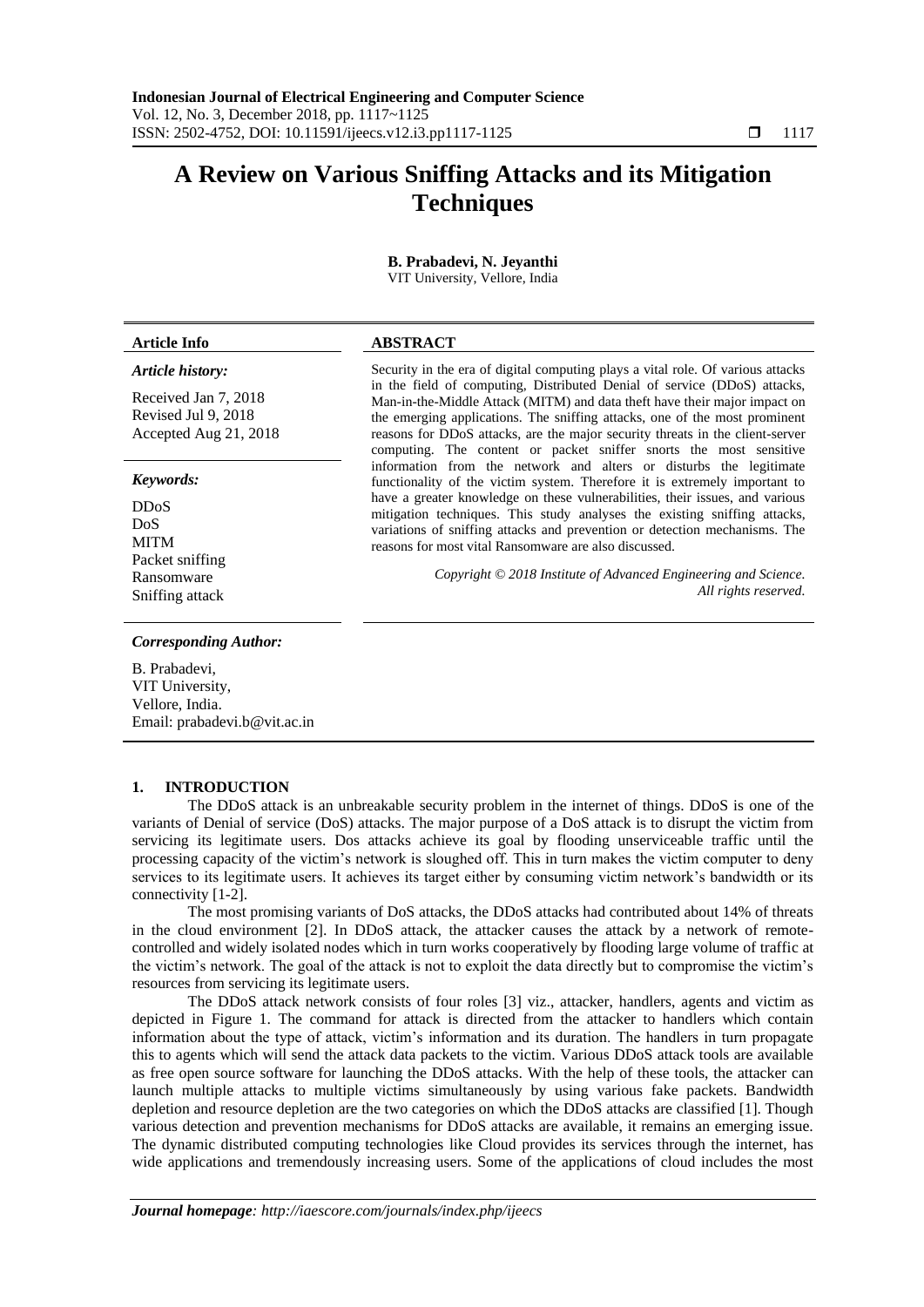# A Review on Various Sniffing Attacks and its Mitigation Techniques

**B. Prabadevi, N. Jeyanthi**
VIT University, Vellore, India

| Article Info | ABSTRACT |
|---|---|
| ***Article history:*** Received Jan 7, 2018 Revised Jul 9, 2018 Accepted Aug 21, 2018 | Security in the era of digital computing plays a vital role. Of various attacks in the field of computing, Distributed Denial of service (DDoS) attacks, Man-in-the-Middle Attack (MITM) and data theft have their major impact on the emerging applications. The sniffing attacks, one of the most prominent reasons for DDoS attacks, are the major security threats in the client-server computing. The content or packet sniffer snorts the most sensitive information from the network and alters or disturbs the legitimate functionality of the victim system. Therefore it is extremely important to have a greater knowledge on these vulnerabilities, their issues, and various mitigation techniques. This study analyses the existing sniffing attacks, variations of sniffing attacks and prevention or detection mechanisms. The reasons for most vital Ransomware are also discussed. |
| ***Keywords:*** DDoS DoS MITM Packet sniffing Ransomware Sniffing attack | *Copyright © 2018 Institute of Advanced Engineering and Science. All rights reserved.* |

***Corresponding Author:***

B. Prabadevi,
VIT University,
Vellore, India.
Email: prabadevi.b@vit.ac.in

## 1. INTRODUCTION

The DDoS attack is an unbreakable security problem in the internet of things. DDoS is one of the variants of Denial of service (DoS) attacks. The major purpose of a DoS attack is to disrupt the victim from servicing its legitimate users. Dos attacks achieve its goal by flooding unserviceable traffic until the processing capacity of the victim's network is sloughed off. This in turn makes the victim computer to deny services to its legitimate users. It achieves its target either by consuming victim network's bandwidth or its connectivity [1-2].

The most promising variants of DoS attacks, the DDoS attacks had contributed about 14% of threats in the cloud environment [2]. In DDoS attack, the attacker causes the attack by a network of remote-controlled and widely isolated nodes which in turn works cooperatively by flooding large volume of traffic at the victim's network. The goal of the attack is not to exploit the data directly but to compromise the victim's resources from servicing its legitimate users.

The DDoS attack network consists of four roles [3] viz., attacker, handlers, agents and victim as depicted in Figure 1. The command for attack is directed from the attacker to handlers which contain information about the type of attack, victim's information and its duration. The handlers in turn propagate this to agents which will send the attack data packets to the victim. Various DDoS attack tools are available as free open source software for launching the DDoS attacks. With the help of these tools, the attacker can launch multiple attacks to multiple victims simultaneously by using various fake packets. Bandwidth depletion and resource depletion are the two categories on which the DDoS attacks are classified [1]. Though various detection and prevention mechanisms for DDoS attacks are available, it remains an emerging issue. The dynamic distributed computing technologies like Cloud provides its services through the internet, has wide applications and tremendously increasing users. Some of the applications of cloud includes the most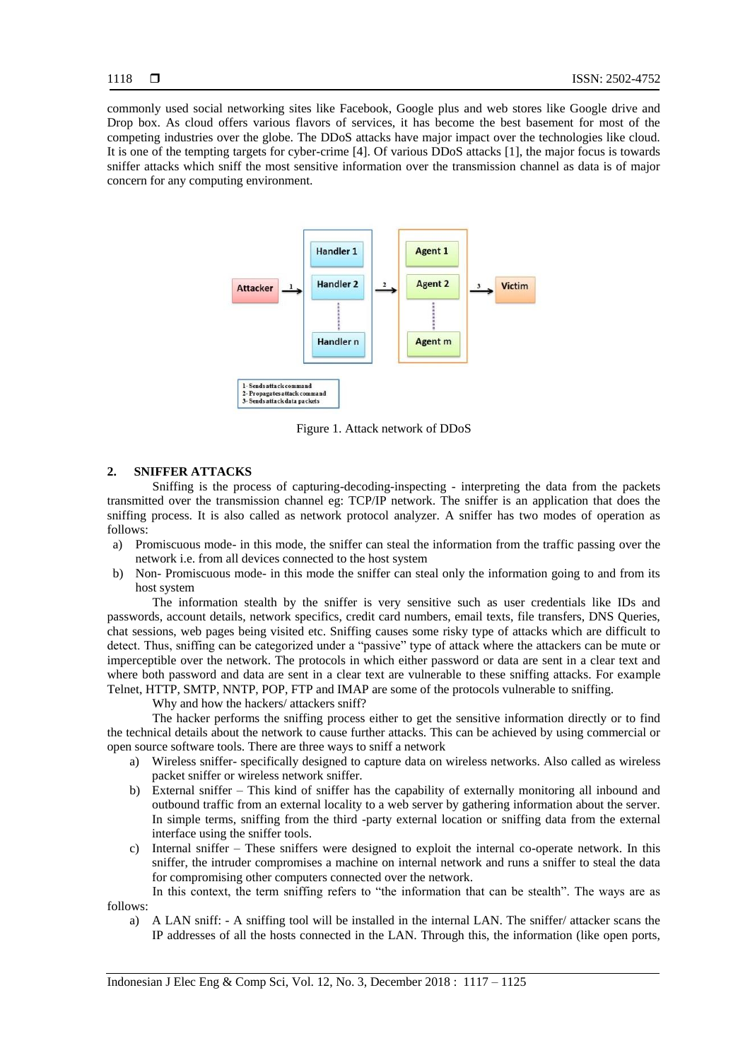commonly used social networking sites like Facebook, Google plus and web stores like Google drive and Drop box. As cloud offers various flavors of services, it has become the best basement for most of the competing industries over the globe. The DDoS attacks have major impact over the technologies like cloud. It is one of the tempting targets for cyber-crime [4]. Of various DDoS attacks [1], the major focus is towards sniffer attacks which sniff the most sensitive information over the transmission channel as data is of major concern for any computing environment.

Figure 1. Attack network of DDoS

## 2. SNIFFER ATTACKS

Sniffing is the process of capturing-decoding-inspecting - interpreting the data from the packets transmitted over the transmission channel eg: TCP/IP network. The sniffer is an application that does the sniffing process. It is also called as network protocol analyzer. A sniffer has two modes of operation as follows:

a) Promiscuous mode- in this mode, the sniffer can steal the information from the traffic passing over the network i.e. from all devices connected to the host system
b) Non- Promiscuous mode- in this mode the sniffer can steal only the information going to and from its host system

The information stealth by the sniffer is very sensitive such as user credentials like IDs and passwords, account details, network specifics, credit card numbers, email texts, file transfers, DNS Queries, chat sessions, web pages being visited etc. Sniffing causes some risky type of attacks which are difficult to detect. Thus, sniffing can be categorized under a "passive" type of attack where the attackers can be mute or imperceptible over the network. The protocols in which either password or data are sent in a clear text and where both password and data are sent in a clear text are vulnerable to these sniffing attacks. For example Telnet, HTTP, SMTP, NNTP, POP, FTP and IMAP are some of the protocols vulnerable to sniffing.

Why and how the hackers/ attackers sniff?

The hacker performs the sniffing process either to get the sensitive information directly or to find the technical details about the network to cause further attacks. This can be achieved by using commercial or open source software tools. There are three ways to sniff a network

a) Wireless sniffer- specifically designed to capture data on wireless networks. Also called as wireless packet sniffer or wireless network sniffer.
b) External sniffer – This kind of sniffer has the capability of externally monitoring all inbound and outbound traffic from an external locality to a web server by gathering information about the server. In simple terms, sniffing from the third -party external location or sniffing data from the external interface using the sniffer tools.
c) Internal sniffer – These sniffers were designed to exploit the internal co-operate network. In this sniffer, the intruder compromises a machine on internal network and runs a sniffer to steal the data for compromising other computers connected over the network.

In this context, the term sniffing refers to "the information that can be stealth". The ways are as follows:

a) A LAN sniff: - A sniffing tool will be installed in the internal LAN. The sniffer/ attacker scans the IP addresses of all the hosts connected in the LAN. Through this, the information (like open ports,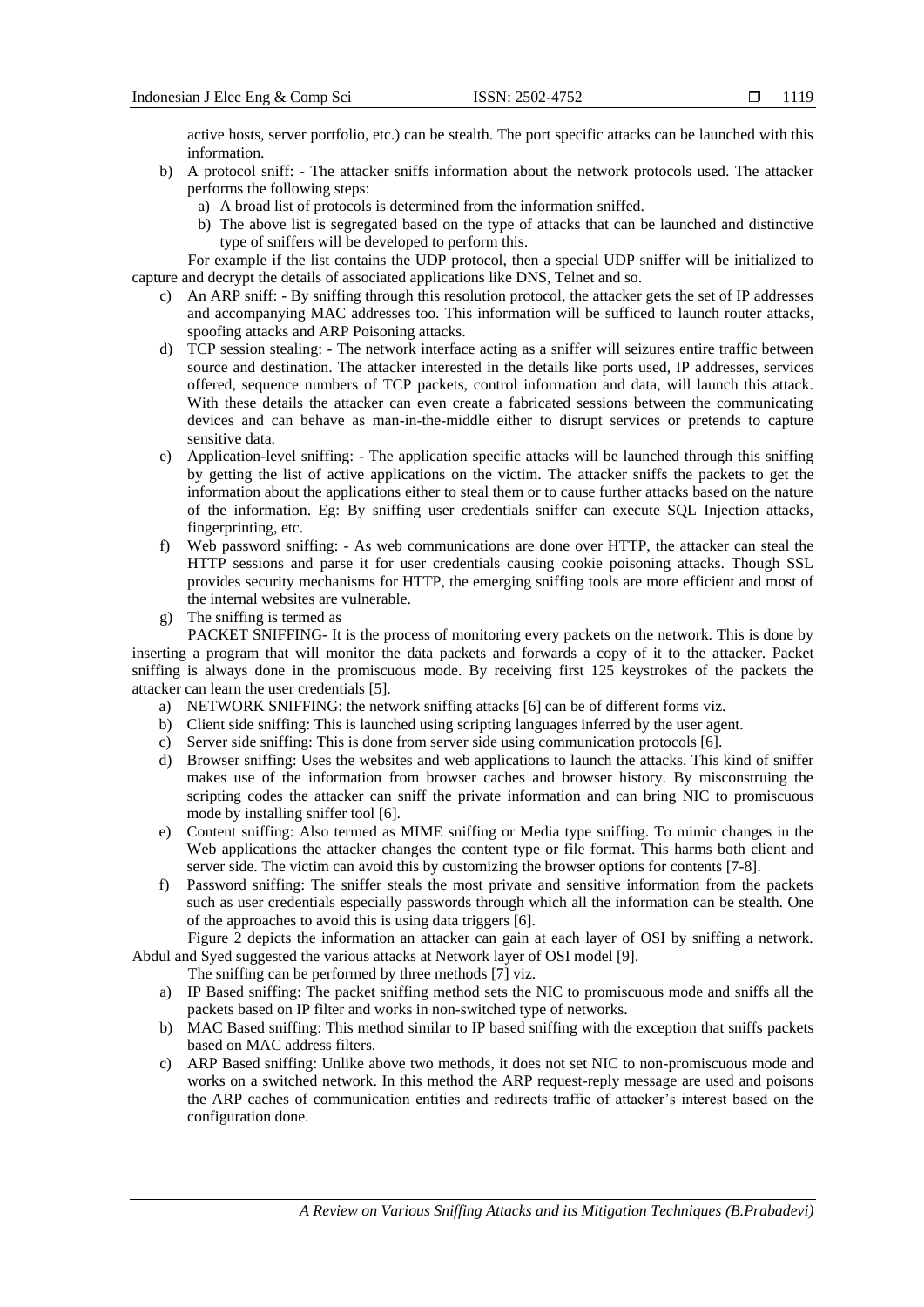active hosts, server portfolio, etc.) can be stealth. The port specific attacks can be launched with this information.

b) A protocol sniff: - The attacker sniffs information about the network protocols used. The attacker performs the following steps:
   a) A broad list of protocols is determined from the information sniffed.
   b) The above list is segregated based on the type of attacks that can be launched and distinctive type of sniffers will be developed to perform this.

For example if the list contains the UDP protocol, then a special UDP sniffer will be initialized to capture and decrypt the details of associated applications like DNS, Telnet and so.

c) An ARP sniff: - By sniffing through this resolution protocol, the attacker gets the set of IP addresses and accompanying MAC addresses too. This information will be sufficed to launch router attacks, spoofing attacks and ARP Poisoning attacks.
d) TCP session stealing: - The network interface acting as a sniffer will seizures entire traffic between source and destination. The attacker interested in the details like ports used, IP addresses, services offered, sequence numbers of TCP packets, control information and data, will launch this attack. With these details the attacker can even create a fabricated sessions between the communicating devices and can behave as man-in-the-middle either to disrupt services or pretends to capture sensitive data.
e) Application-level sniffing: - The application specific attacks will be launched through this sniffing by getting the list of active applications on the victim. The attacker sniffs the packets to get the information about the applications either to steal them or to cause further attacks based on the nature of the information. Eg: By sniffing user credentials sniffer can execute SQL Injection attacks, fingerprinting, etc.
f) Web password sniffing: - As web communications are done over HTTP, the attacker can steal the HTTP sessions and parse it for user credentials causing cookie poisoning attacks. Though SSL provides security mechanisms for HTTP, the emerging sniffing tools are more efficient and most of the internal websites are vulnerable.
g) The sniffing is termed as

PACKET SNIFFING- It is the process of monitoring every packets on the network. This is done by inserting a program that will monitor the data packets and forwards a copy of it to the attacker. Packet sniffing is always done in the promiscuous mode. By receiving first 125 keystrokes of the packets the attacker can learn the user credentials [5].

a) NETWORK SNIFFING: the network sniffing attacks [6] can be of different forms viz.
b) Client side sniffing: This is launched using scripting languages inferred by the user agent.
c) Server side sniffing: This is done from server side using communication protocols [6].
d) Browser sniffing: Uses the websites and web applications to launch the attacks. This kind of sniffer makes use of the information from browser caches and browser history. By misconstruing the scripting codes the attacker can sniff the private information and can bring NIC to promiscuous mode by installing sniffer tool [6].
e) Content sniffing: Also termed as MIME sniffing or Media type sniffing. To mimic changes in the Web applications the attacker changes the content type or file format. This harms both client and server side. The victim can avoid this by customizing the browser options for contents [7-8].
f) Password sniffing: The sniffer steals the most private and sensitive information from the packets such as user credentials especially passwords through which all the information can be stealth. One of the approaches to avoid this is using data triggers [6].

Figure 2 depicts the information an attacker can gain at each layer of OSI by sniffing a network. Abdul and Syed suggested the various attacks at Network layer of OSI model [9].

The sniffing can be performed by three methods [7] viz.

a) IP Based sniffing: The packet sniffing method sets the NIC to promiscuous mode and sniffs all the packets based on IP filter and works in non-switched type of networks.
b) MAC Based sniffing: This method similar to IP based sniffing with the exception that sniffs packets based on MAC address filters.
c) ARP Based sniffing: Unlike above two methods, it does not set NIC to non-promiscuous mode and works on a switched network. In this method the ARP request-reply message are used and poisons the ARP caches of communication entities and redirects traffic of attacker's interest based on the configuration done.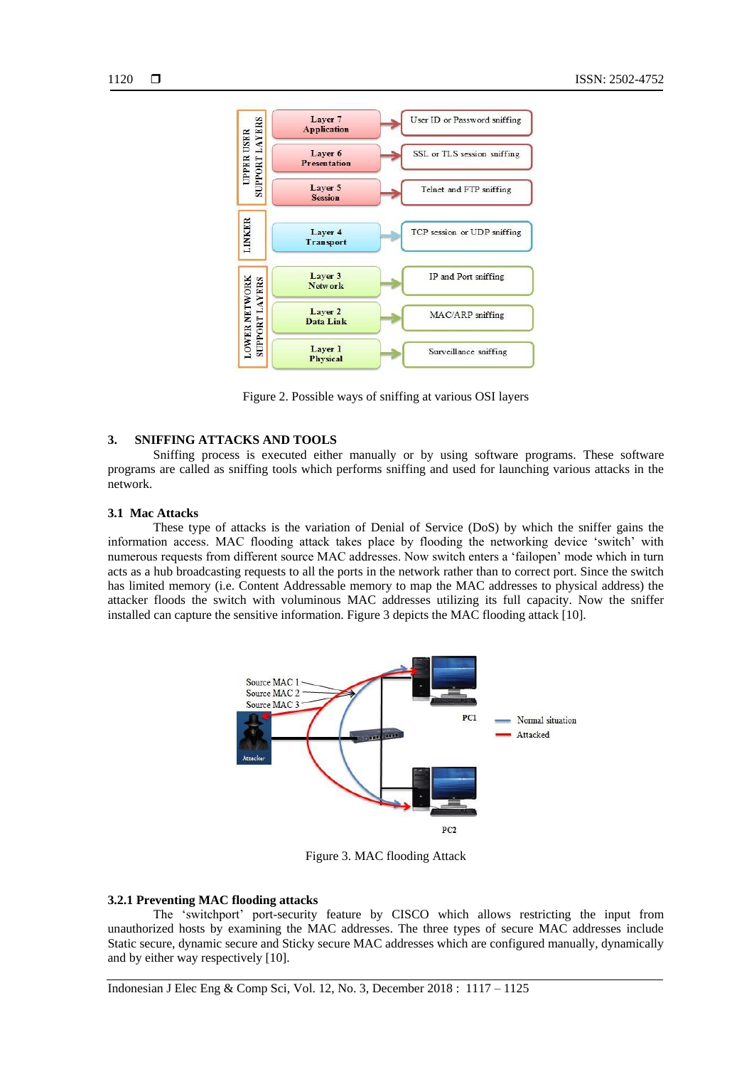Figure 2. Possible ways of sniffing at various OSI layers

## 3. SNIFFING ATTACKS AND TOOLS

Sniffing process is executed either manually or by using software programs. These software programs are called as sniffing tools which performs sniffing and used for launching various attacks in the network.

### 3.1 Mac Attacks

These type of attacks is the variation of Denial of Service (DoS) by which the sniffer gains the information access. MAC flooding attack takes place by flooding the networking device 'switch' with numerous requests from different source MAC addresses. Now switch enters a 'failopen' mode which in turn acts as a hub broadcasting requests to all the ports in the network rather than to correct port. Since the switch has limited memory (i.e. Content Addressable memory to map the MAC addresses to physical address) the attacker floods the switch with voluminous MAC addresses utilizing its full capacity. Now the sniffer installed can capture the sensitive information. Figure 3 depicts the MAC flooding attack [10].

Figure 3. MAC flooding Attack

#### 3.2.1 Preventing MAC flooding attacks

The 'switchport' port-security feature by CISCO which allows restricting the input from unauthorized hosts by examining the MAC addresses. The three types of secure MAC addresses include Static secure, dynamic secure and Sticky secure MAC addresses which are configured manually, dynamically and by either way respectively [10].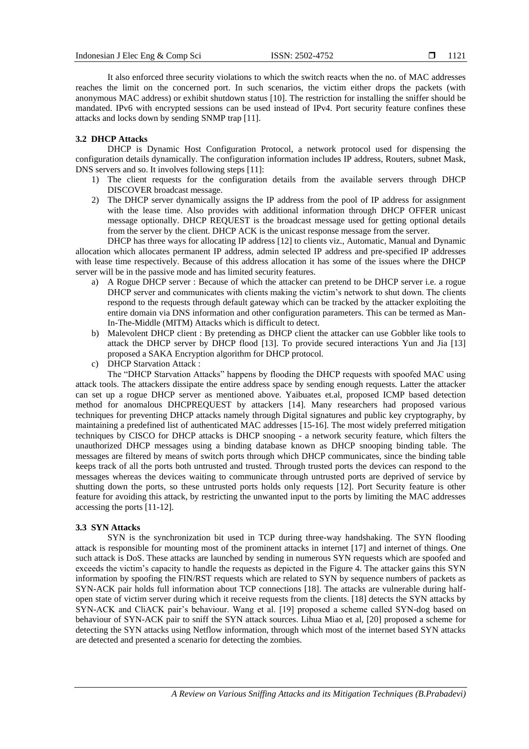It also enforced three security violations to which the switch reacts when the no. of MAC addresses reaches the limit on the concerned port. In such scenarios, the victim either drops the packets (with anonymous MAC address) or exhibit shutdown status [10]. The restriction for installing the sniffer should be mandated. IPv6 with encrypted sessions can be used instead of IPv4. Port security feature confines these attacks and locks down by sending SNMP trap [11].

### 3.2 DHCP Attacks

DHCP is Dynamic Host Configuration Protocol, a network protocol used for dispensing the configuration details dynamically. The configuration information includes IP address, Routers, subnet Mask, DNS servers and so. It involves following steps [11]:

1) The client requests for the configuration details from the available servers through DHCP DISCOVER broadcast message.
2) The DHCP server dynamically assigns the IP address from the pool of IP address for assignment with the lease time. Also provides with additional information through DHCP OFFER unicast message optionally. DHCP REQUEST is the broadcast message used for getting optional details from the server by the client. DHCP ACK is the unicast response message from the server.

DHCP has three ways for allocating IP address [12] to clients viz., Automatic, Manual and Dynamic allocation which allocates permanent IP address, admin selected IP address and pre-specified IP addresses with lease time respectively. Because of this address allocation it has some of the issues where the DHCP server will be in the passive mode and has limited security features.

a) A Rogue DHCP server : Because of which the attacker can pretend to be DHCP server i.e. a rogue DHCP server and communicates with clients making the victim's network to shut down. The clients respond to the requests through default gateway which can be tracked by the attacker exploiting the entire domain via DNS information and other configuration parameters. This can be termed as Man-In-The-Middle (MITM) Attacks which is difficult to detect.
b) Malevolent DHCP client : By pretending as DHCP client the attacker can use Gobbler like tools to attack the DHCP server by DHCP flood [13]. To provide secured interactions Yun and Jia [13] proposed a SAKA Encryption algorithm for DHCP protocol.
c) DHCP Starvation Attack :

The "DHCP Starvation Attacks" happens by flooding the DHCP requests with spoofed MAC using attack tools. The attackers dissipate the entire address space by sending enough requests. Latter the attacker can set up a rogue DHCP server as mentioned above. Yaibuates et.al, proposed ICMP based detection method for anomalous DHCPREQUEST by attackers [14]. Many researchers had proposed various techniques for preventing DHCP attacks namely through Digital signatures and public key cryptography, by maintaining a predefined list of authenticated MAC addresses [15-16]. The most widely preferred mitigation techniques by CISCO for DHCP attacks is DHCP snooping - a network security feature, which filters the unauthorized DHCP messages using a binding database known as DHCP snooping binding table. The messages are filtered by means of switch ports through which DHCP communicates, since the binding table keeps track of all the ports both untrusted and trusted. Through trusted ports the devices can respond to the messages whereas the devices waiting to communicate through untrusted ports are deprived of service by shutting down the ports, so these untrusted ports holds only requests [12]. Port Security feature is other feature for avoiding this attack, by restricting the unwanted input to the ports by limiting the MAC addresses accessing the ports [11-12].

### 3.3 SYN Attacks

SYN is the synchronization bit used in TCP during three-way handshaking. The SYN flooding attack is responsible for mounting most of the prominent attacks in internet [17] and internet of things. One such attack is DoS. These attacks are launched by sending in numerous SYN requests which are spoofed and exceeds the victim's capacity to handle the requests as depicted in the Figure 4. The attacker gains this SYN information by spoofing the FIN/RST requests which are related to SYN by sequence numbers of packets as SYN-ACK pair holds full information about TCP connections [18]. The attacks are vulnerable during half-open state of victim server during which it receive requests from the clients. [18] detects the SYN attacks by SYN-ACK and CliACK pair's behaviour. Wang et al. [19] proposed a scheme called SYN-dog based on behaviour of SYN-ACK pair to sniff the SYN attack sources. Lihua Miao et al, [20] proposed a scheme for detecting the SYN attacks using Netflow information, through which most of the internet based SYN attacks are detected and presented a scenario for detecting the zombies.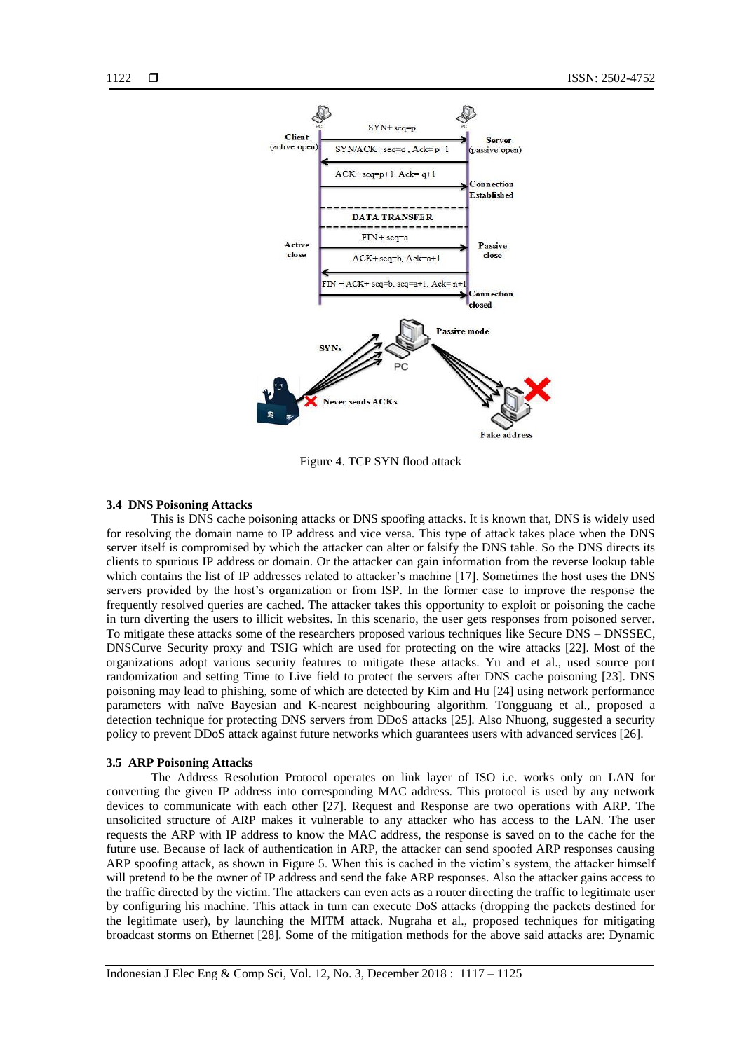Figure 4. TCP SYN flood attack

### 3.4 DNS Poisoning Attacks

This is DNS cache poisoning attacks or DNS spoofing attacks. It is known that, DNS is widely used for resolving the domain name to IP address and vice versa. This type of attack takes place when the DNS server itself is compromised by which the attacker can alter or falsify the DNS table. So the DNS directs its clients to spurious IP address or domain. Or the attacker can gain information from the reverse lookup table which contains the list of IP addresses related to attacker's machine [17]. Sometimes the host uses the DNS servers provided by the host's organization or from ISP. In the former case to improve the response the frequently resolved queries are cached. The attacker takes this opportunity to exploit or poisoning the cache in turn diverting the users to illicit websites. In this scenario, the user gets responses from poisoned server. To mitigate these attacks some of the researchers proposed various techniques like Secure DNS – DNSSEC, DNSCurve Security proxy and TSIG which are used for protecting on the wire attacks [22]. Most of the organizations adopt various security features to mitigate these attacks. Yu and et al., used source port randomization and setting Time to Live field to protect the servers after DNS cache poisoning [23]. DNS poisoning may lead to phishing, some of which are detected by Kim and Hu [24] using network performance parameters with naïve Bayesian and K-nearest neighbouring algorithm. Tongguang et al., proposed a detection technique for protecting DNS servers from DDoS attacks [25]. Also Nhuong, suggested a security policy to prevent DDoS attack against future networks which guarantees users with advanced services [26].

### 3.5 ARP Poisoning Attacks

The Address Resolution Protocol operates on link layer of ISO i.e. works only on LAN for converting the given IP address into corresponding MAC address. This protocol is used by any network devices to communicate with each other [27]. Request and Response are two operations with ARP. The unsolicited structure of ARP makes it vulnerable to any attacker who has access to the LAN. The user requests the ARP with IP address to know the MAC address, the response is saved on to the cache for the future use. Because of lack of authentication in ARP, the attacker can send spoofed ARP responses causing ARP spoofing attack, as shown in Figure 5. When this is cached in the victim's system, the attacker himself will pretend to be the owner of IP address and send the fake ARP responses. Also the attacker gains access to the traffic directed by the victim. The attackers can even acts as a router directing the traffic to legitimate user by configuring his machine. This attack in turn can execute DoS attacks (dropping the packets destined for the legitimate user), by launching the MITM attack. Nugraha et al., proposed techniques for mitigating broadcast storms on Ethernet [28]. Some of the mitigation methods for the above said attacks are: Dynamic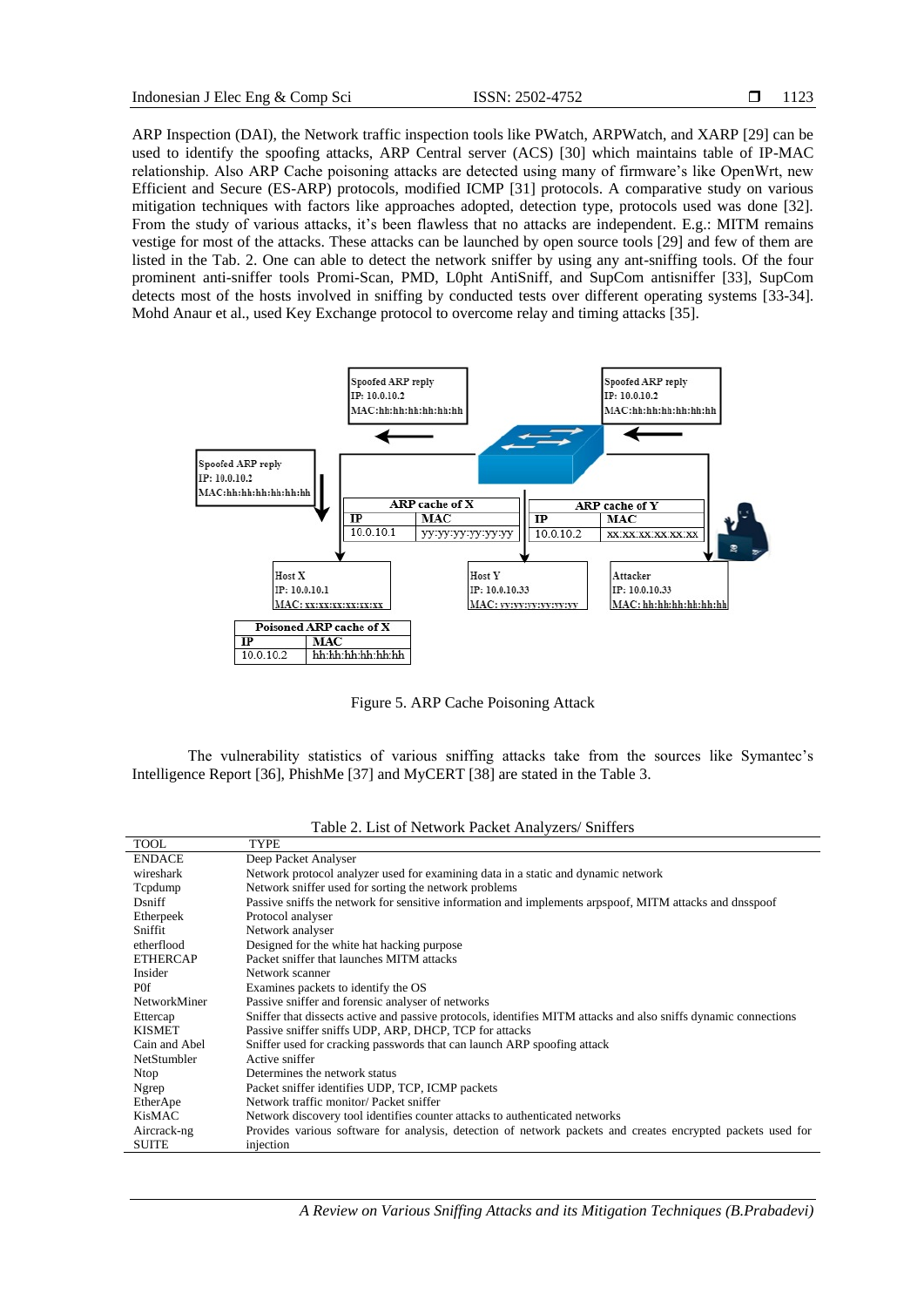ARP Inspection (DAI), the Network traffic inspection tools like PWatch, ARPWatch, and XARP [29] can be used to identify the spoofing attacks, ARP Central server (ACS) [30] which maintains table of IP-MAC relationship. Also ARP Cache poisoning attacks are detected using many of firmware's like OpenWrt, new Efficient and Secure (ES-ARP) protocols, modified ICMP [31] protocols. A comparative study on various mitigation techniques with factors like approaches adopted, detection type, protocols used was done [32]. From the study of various attacks, it's been flawless that no attacks are independent. E.g.: MITM remains vestige for most of the attacks. These attacks can be launched by open source tools [29] and few of them are listed in the Tab. 2. One can able to detect the network sniffer by using any ant-sniffing tools. Of the four prominent anti-sniffer tools Promi-Scan, PMD, L0pht AntiSniff, and SupCom antisniffer [33], SupCom detects most of the hosts involved in sniffing by conducted tests over different operating systems [33-34]. Mohd Anaur et al., used Key Exchange protocol to overcome relay and timing attacks [35].

Figure 5. ARP Cache Poisoning Attack

The vulnerability statistics of various sniffing attacks take from the sources like Symantec's Intelligence Report [36], PhishMe [37] and MyCERT [38] are stated in the Table 3.

Table 2. List of Network Packet Analyzers/ Sniffers

| TOOL | TYPE |
|---|---|
| ENDACE | Deep Packet Analyser |
| wireshark | Network protocol analyzer used for examining data in a static and dynamic network |
| Tcpdump | Network sniffer used for sorting the network problems |
| Dsniff | Passive sniffs the network for sensitive information and implements arpspoof, MITM attacks and dnsspoof |
| Etherpeek | Protocol analyser |
| Sniffit | Network analyser |
| etherflood | Designed for the white hat hacking purpose |
| ETHERCAP | Packet sniffer that launches MITM attacks |
| Insider | Network scanner |
| P0f | Examines packets to identify the OS |
| NetworkMiner | Passive sniffer and forensic analyser of networks |
| Ettercap | Sniffer that dissects active and passive protocols, identifies MITM attacks and also sniffs dynamic connections |
| KISMET | Passive sniffer sniffs UDP, ARP, DHCP, TCP for attacks |
| Cain and Abel | Sniffer used for cracking passwords that can launch ARP spoofing attack |
| NetStumbler | Active sniffer |
| Ntop | Determines the network status |
| Ngrep | Packet sniffer identifies UDP, TCP, ICMP packets |
| EtherApe | Network traffic monitor/ Packet sniffer |
| KisMAC | Network discovery tool identifies counter attacks to authenticated networks |
| Aircrack-ng SUITE | Provides various software for analysis, detection of network packets and creates encrypted packets used for injection |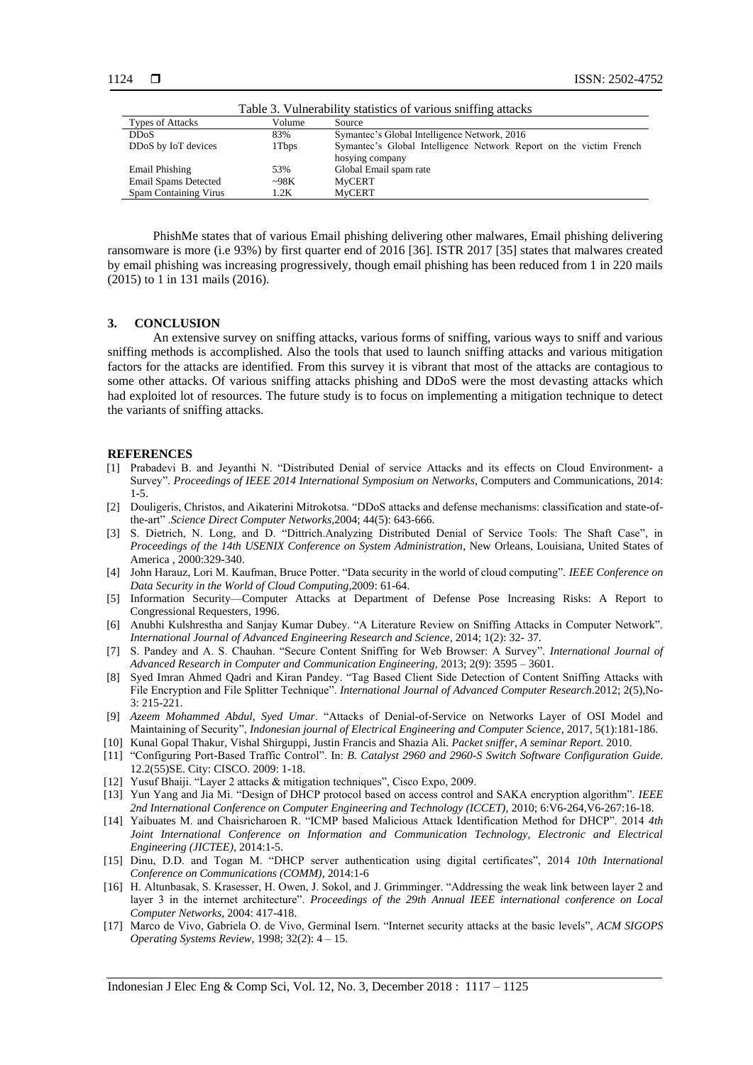Table 3. Vulnerability statistics of various sniffing attacks

| Types of Attacks | Volume | Source |
|---|---|---|
| DDoS | 83% | Symantec's Global Intelligence Network, 2016 |
| DDoS by IoT devices | 1Tbps | Symantec's Global Intelligence Network Report on the victim French hosying company |
| Email Phishing | 53% | Global Email spam rate |
| Email Spams Detected | ~98K | MyCERT |
| Spam Containing Virus | 1.2K | MyCERT |

PhishMe states that of various Email phishing delivering other malwares, Email phishing delivering ransomware is more (i.e 93%) by first quarter end of 2016 [36]. ISTR 2017 [35] states that malwares created by email phishing was increasing progressively, though email phishing has been reduced from 1 in 220 mails (2015) to 1 in 131 mails (2016).

## 3. CONCLUSION

An extensive survey on sniffing attacks, various forms of sniffing, various ways to sniff and various sniffing methods is accomplished. Also the tools that used to launch sniffing attacks and various mitigation factors for the attacks are identified. From this survey it is vibrant that most of the attacks are contagious to some other attacks. Of various sniffing attacks phishing and DDoS were the most devasting attacks which had exploited lot of resources. The future study is to focus on implementing a mitigation technique to detect the variants of sniffing attacks.

## REFERENCES

[1] Prabadevi B. and Jeyanthi N. "Distributed Denial of service Attacks and its effects on Cloud Environment- a Survey". *Proceedings of IEEE 2014 International Symposium on Networks*, Computers and Communications, 2014: 1-5.

[2] Douligeris, Christos, and Aikaterini Mitrokotsa. "DDoS attacks and defense mechanisms: classification and state-of-the-art" .*Science Direct Computer Networks*,2004; 44(5): 643-666.

[3] S. Dietrich, N. Long, and D. "Dittrich.Analyzing Distributed Denial of Service Tools: The Shaft Case", in *Proceedings of the 14th USENIX Conference on System Administration*, New Orleans, Louisiana, United States of America , 2000:329-340.

[4] John Harauz, Lori M. Kaufman, Bruce Potter. "Data security in the world of cloud computing". *IEEE Conference on Data Security in the World of Cloud Computing*,2009: 61-64.

[5] Information Security—Computer Attacks at Department of Defense Pose Increasing Risks: A Report to Congressional Requesters, 1996.

[6] Anubhi Kulshrestha and Sanjay Kumar Dubey. "A Literature Review on Sniffing Attacks in Computer Network". *International Journal of Advanced Engineering Research and Science*, 2014; 1(2): 32- 37.

[7] S. Pandey and A. S. Chauhan. "Secure Content Sniffing for Web Browser: A Survey". *International Journal of Advanced Research in Computer and Communication Engineering*, 2013; 2(9): 3595 – 3601.

[8] Syed Imran Ahmed Qadri and Kiran Pandey. "Tag Based Client Side Detection of Content Sniffing Attacks with File Encryption and File Splitter Technique". *International Journal of Advanced Computer Research*.2012; 2(5),No-3: 215-221.

[9] *Azeem Mohammed Abdul, Syed Umar*. "Attacks of Denial-of-Service on Networks Layer of OSI Model and Maintaining of Security", *Indonesian journal of Electrical Engineering and Computer Science*, 2017, 5(1):181-186.

[10] Kunal Gopal Thakur, Vishal Shirguppi, Justin Francis and Shazia Ali. *Packet sniffer, A seminar Report.* 2010.

[11] "Configuring Port-Based Traffic Control". In: *B. Catalyst 2960 and 2960-S Switch Software Configuration Guide*. 12.2(55)SE. City: CISCO. 2009: 1-18.

[12] Yusuf Bhaiji. "Layer 2 attacks & mitigation techniques", Cisco Expo, 2009.

[13] Yun Yang and Jia Mi. "Design of DHCP protocol based on access control and SAKA encryption algorithm". *IEEE 2nd International Conference on Computer Engineering and Technology (ICCET)*, 2010; 6:V6-264,V6-267:16-18.

[14] Yaibuates M. and Chaisricharoen R. "ICMP based Malicious Attack Identification Method for DHCP". 2014 *4th Joint International Conference on Information and Communication Technology, Electronic and Electrical Engineering (JICTEE)*, 2014:1-5.

[15] Dinu, D.D. and Togan M. "DHCP server authentication using digital certificates", 2014 *10th International Conference on Communications (COMM)*, 2014:1-6

[16] H. Altunbasak, S. Krasesser, H. Owen, J. Sokol, and J. Grimminger. "Addressing the weak link between layer 2 and layer 3 in the internet architecture". *Proceedings of the 29th Annual IEEE international conference on Local Computer Networks*, 2004: 417-418.

[17] Marco de Vivo, Gabriela O. de Vivo, Germinal Isern. "Internet security attacks at the basic levels", *ACM SIGOPS Operating Systems Review,* 1998; 32(2): 4 – 15.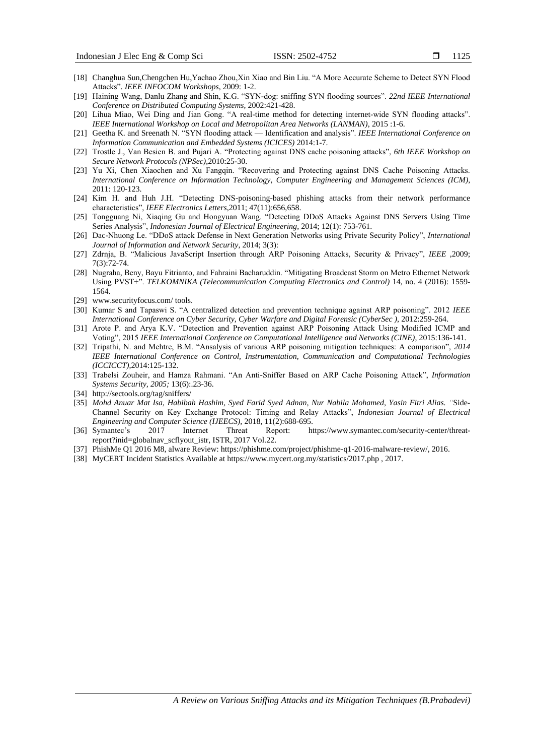[18] Changhua Sun,Chengchen Hu,Yachao Zhou,Xin Xiao and Bin Liu. "A More Accurate Scheme to Detect SYN Flood Attacks". *IEEE INFOCOM Workshops*, 2009: 1-2.

[19] Haining Wang, Danlu Zhang and Shin, K.G. "SYN-dog: sniffing SYN flooding sources". *22nd IEEE International Conference on Distributed Computing Systems*, 2002:421-428.

[20] Lihua Miao, Wei Ding and Jian Gong. "A real-time method for detecting internet-wide SYN flooding attacks". *IEEE International Workshop on Local and Metropolitan Area Networks (LANMAN)*, 2015 :1-6.

[21] Geetha K. and Sreenath N. "SYN flooding attack — Identification and analysis". *IEEE International Conference on Information Communication and Embedded Systems (ICICES)* 2014:1-7.

[22] Trostle J., Van Besien B. and Pujari A. "Protecting against DNS cache poisoning attacks", *6th IEEE Workshop on Secure Network Protocols (NPSec)*,2010:25-30.

[23] Yu Xi, Chen Xiaochen and Xu Fangqin. "Recovering and Protecting against DNS Cache Poisoning Attacks. *International Conference on Information Technology, Computer Engineering and Management Sciences (ICM)*, 2011: 120-123.

[24] Kim H. and Huh J.H. "Detecting DNS-poisoning-based phishing attacks from their network performance characteristics", *IEEE Electronics Letters*,2011; 47(11):656,658.

[25] Tongguang Ni, Xiaqing Gu and Hongyuan Wang. "Detecting DDoS Attacks Against DNS Servers Using Time Series Analysis", *Indonesian Journal of Electrical Engineering*, 2014; 12(1): 753-761.

[26] Dac-Nhuong Le. "DDoS attack Defense in Next Generation Networks using Private Security Policy", *International Journal of Information and Network Security*, 2014; 3(3):

[27] Zdrnja, B. "Malicious JavaScript Insertion through ARP Poisoning Attacks, Security & Privacy", *IEEE* ,2009; 7(3):72-74.

[28] Nugraha, Beny, Bayu Fitrianto, and Fahraini Bacharuddin. "Mitigating Broadcast Storm on Metro Ethernet Network Using PVST+". *TELKOMNIKA (Telecommunication Computing Electronics and Control)* 14, no. 4 (2016): 1559-1564.

[29] www.securityfocus.com/ tools.

[30] Kumar S and Tapaswi S. "A centralized detection and prevention technique against ARP poisoning". 2012 *IEEE International Conference on Cyber Security, Cyber Warfare and Digital Forensic (CyberSec )*, 2012:259-264.

[31] Arote P. and Arya K.V. "Detection and Prevention against ARP Poisoning Attack Using Modified ICMP and Voting", 2015 *IEEE International Conference on Computational Intelligence and Networks (CINE)*, 2015:136-141.

[32] Tripathi, N. and Mehtre, B.M. "Ansalysis of various ARP poisoning mitigation techniques: A comparison", *2014 IEEE International Conference on Control, Instrumentation, Communication and Computational Technologies (ICCICCT)*,2014:125-132.

[33] Trabelsi Zouheir, and Hamza Rahmani. "An Anti-Sniffer Based on ARP Cache Poisoning Attack", *Information Systems Security, 2005;* 13(6):.23-36.

[34] http://sectools.org/tag/sniffers/

[35] *Mohd Anuar Mat Isa, Habibah Hashim, Syed Farid Syed Adnan, Nur Nabila Mohamed, Yasin Fitri Alias.* "Side-Channel Security on Key Exchange Protocol: Timing and Relay Attacks", *Indonesian Journal of Electrical Engineering and Computer Science (IJEECS)*, 2018, 11(2):688-695.

[36] Symantec's 2017 Internet Threat Report: https://www.symantec.com/security-center/threat-report?inid=globalnav_scflyout_istr, ISTR, 2017 Vol.22.

[37] PhishMe Q1 2016 M8, alware Review: https://phishme.com/project/phishme-q1-2016-malware-review/, 2016.

[38] MyCERT Incident Statistics Available at https://www.mycert.org.my/statistics/2017.php , 2017.